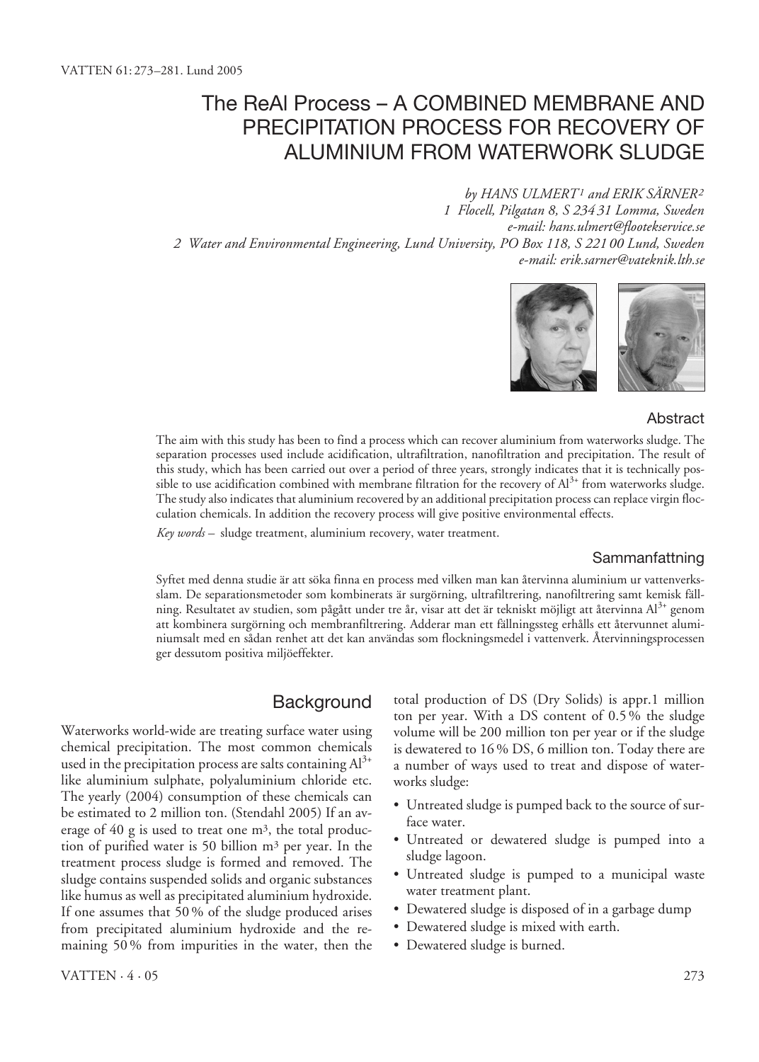# The ReAl Process – A COMBINED MEMBRANE AND PRECIPITATION PROCESS FOR RECOVERY OF ALUMINIUM FROM WATERWORK SLUDGE

*by HANS ULMERT[1] and ERIK SÄRNER[2]*

*1 Flocell, Pilgatan 8, S 234 31 Lomma, Sweden*
*e-mail: hans.ulmert@flootekservice.se*

*2 Water and Environmental Engineering, Lund University, PO Box 118, S 221 00 Lund, Sweden*
*e-mail: erik.sarner@vateknik.lth.se*

## Abstract

The aim with this study has been to find a process which can recover aluminium from waterworks sludge. The separation processes used include acidification, ultrafiltration, nanofiltration and precipitation. The result of this study, which has been carried out over a period of three years, strongly indicates that it is technically possible to use acidification combined with membrane filtration for the recovery of $Al^{3+}$ from waterworks sludge. The study also indicates that aluminium recovered by an additional precipitation process can replace virgin flocculation chemicals. In addition the recovery process will give positive environmental effects.

*Key words* – sludge treatment, aluminium recovery, water treatment.

## Sammanfattning

Syftet med denna studie är att söka finna en process med vilken man kan återvinna aluminium ur vattenverksslam. De separationsmetoder som kombinerats är surgörning, ultrafiltrering, nanofiltrering samt kemisk fällning. Resultatet av studien, som pågått under tre år, visar att det är tekniskt möjligt att återvinna $Al^{3+}$ genom att kombinera surgörning och membranfiltrering. Adderar man ett fällningssteg erhålls ett återvunnet aluminiumsalt med en sådan renhet att det kan användas som flockningsmedel i vattenverk. Återvinningsprocessen ger dessutom positiva miljöeffekter.

## Background

Waterworks world-wide are treating surface water using chemical precipitation. The most common chemicals used in the precipitation process are salts containing $Al^{3+}$ like aluminium sulphate, polyaluminium chloride etc. The yearly (2004) consumption of these chemicals can be estimated to 2 million ton. (Stendahl 2005) If an average of 40 g is used to treat one m$^3$, the total production of purified water is 50 billion m$^3$ per year. In the treatment process sludge is formed and removed. The sludge contains suspended solids and organic substances like humus as well as precipitated aluminium hydroxide. If one assumes that 50 % of the sludge produced arises from precipitated aluminium hydroxide and the remaining 50 % from impurities in the water, then the total production of DS (Dry Solids) is appr.1 million ton per year. With a DS content of 0.5 % the sludge volume will be 200 million ton per year or if the sludge is dewatered to 16 % DS, 6 million ton. Today there are a number of ways used to treat and dispose of waterworks sludge:

- Untreated sludge is pumped back to the source of surface water.
- Untreated or dewatered sludge is pumped into a sludge lagoon.
- Untreated sludge is pumped to a municipal waste water treatment plant.
- Dewatered sludge is disposed of in a garbage dump
- Dewatered sludge is mixed with earth.
- Dewatered sludge is burned.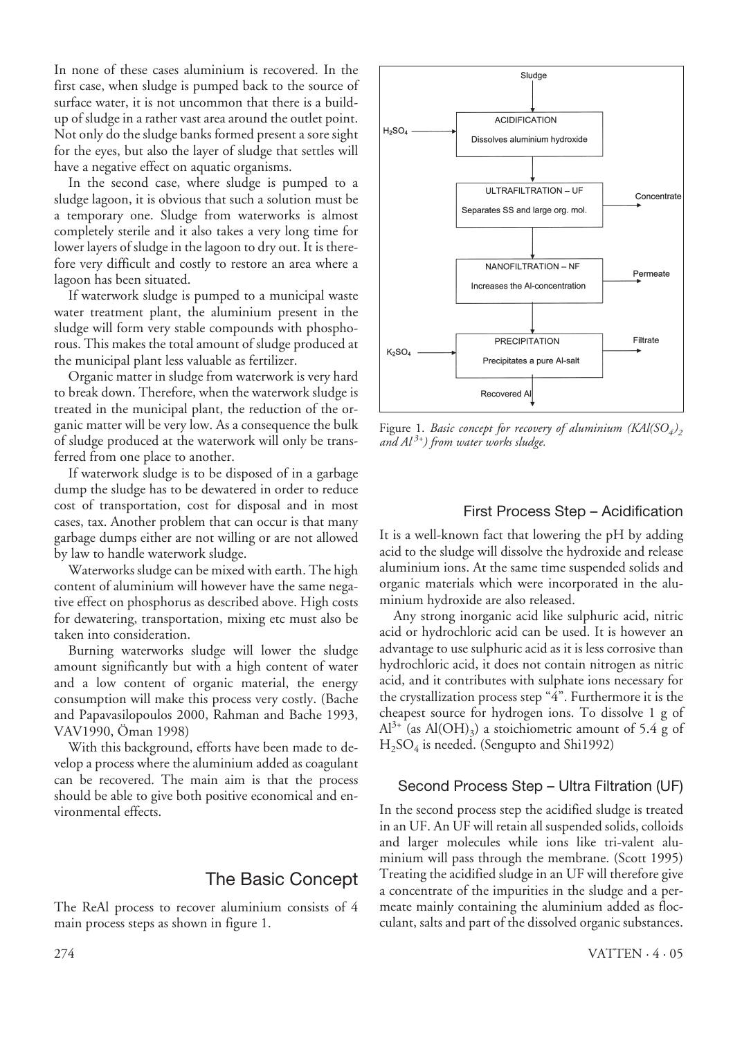In none of these cases aluminium is recovered. In the first case, when sludge is pumped back to the source of surface water, it is not uncommon that there is a build-up of sludge in a rather vast area around the outlet point. Not only do the sludge banks formed present a sore sight for the eyes, but also the layer of sludge that settles will have a negative effect on aquatic organisms.

In the second case, where sludge is pumped to a sludge lagoon, it is obvious that such a solution must be a temporary one. Sludge from waterworks is almost completely sterile and it also takes a very long time for lower layers of sludge in the lagoon to dry out. It is therefore very difficult and costly to restore an area where a lagoon has been situated.

If waterwork sludge is pumped to a municipal waste water treatment plant, the aluminium present in the sludge will form very stable compounds with phosphorous. This makes the total amount of sludge produced at the municipal plant less valuable as fertilizer.

Organic matter in sludge from waterwork is very hard to break down. Therefore, when the waterwork sludge is treated in the municipal plant, the reduction of the organic matter will be very low. As a consequence the bulk of sludge produced at the waterwork will only be transferred from one place to another.

If waterwork sludge is to be disposed of in a garbage dump the sludge has to be dewatered in order to reduce cost of transportation, cost for disposal and in most cases, tax. Another problem that can occur is that many garbage dumps either are not willing or are not allowed by law to handle waterwork sludge.

Waterworks sludge can be mixed with earth. The high content of aluminium will however have the same negative effect on phosphorus as described above. High costs for dewatering, transportation, mixing etc must also be taken into consideration.

Burning waterworks sludge will lower the sludge amount significantly but with a high content of water and a low content of organic material, the energy consumption will make this process very costly. (Bache and Papavasilopoulos 2000, Rahman and Bache 1993, VAV1990, Öman 1998)

With this background, efforts have been made to develop a process where the aluminium added as coagulant can be recovered. The main aim is that the process should be able to give both positive economical and environmental effects.

## The Basic Concept

The ReAl process to recover aluminium consists of 4 main process steps as shown in figure 1.

Sludge → ACIDIFICATION (Dissolves aluminium hydroxide) ← $H_2SO_4$
→ ULTRAFILTRATION – UF (Separates SS and large org. mol.) → Concentrate
→ NANOFILTRATION – NF (Increases the Al-concentration) → Permeate
→ PRECIPITATION (Precipitates a pure Al-salt) ← $K_2SO_4$; → Filtrate
→ Recovered Al

Figure 1. *Basic concept for recovery of aluminium ($KAl(SO_4)_2$ and $Al^{3+}$) from water works sludge.*

### First Process Step – Acidification

It is a well-known fact that lowering the pH by adding acid to the sludge will dissolve the hydroxide and release aluminium ions. At the same time suspended solids and organic materials which were incorporated in the aluminium hydroxide are also released.

Any strong inorganic acid like sulphuric acid, nitric acid or hydrochloric acid can be used. It is however an advantage to use sulphuric acid as it is less corrosive than hydrochloric acid, it does not contain nitrogen as nitric acid, and it contributes with sulphate ions necessary for the crystallization process step "4". Furthermore it is the cheapest source for hydrogen ions. To dissolve 1 g of $Al^{3+}$ (as $Al(OH)_3$) a stoichiometric amount of 5.4 g of $H_2SO_4$ is needed. (Sengupto and Shi1992)

### Second Process Step – Ultra Filtration (UF)

In the second process step the acidified sludge is treated in an UF. An UF will retain all suspended solids, colloids and larger molecules while ions like tri-valent aluminium will pass through the membrane. (Scott 1995) Treating the acidified sludge in an UF will therefore give a concentrate of the impurities in the sludge and a permeate mainly containing the aluminium added as flocculant, salts and part of the dissolved organic substances.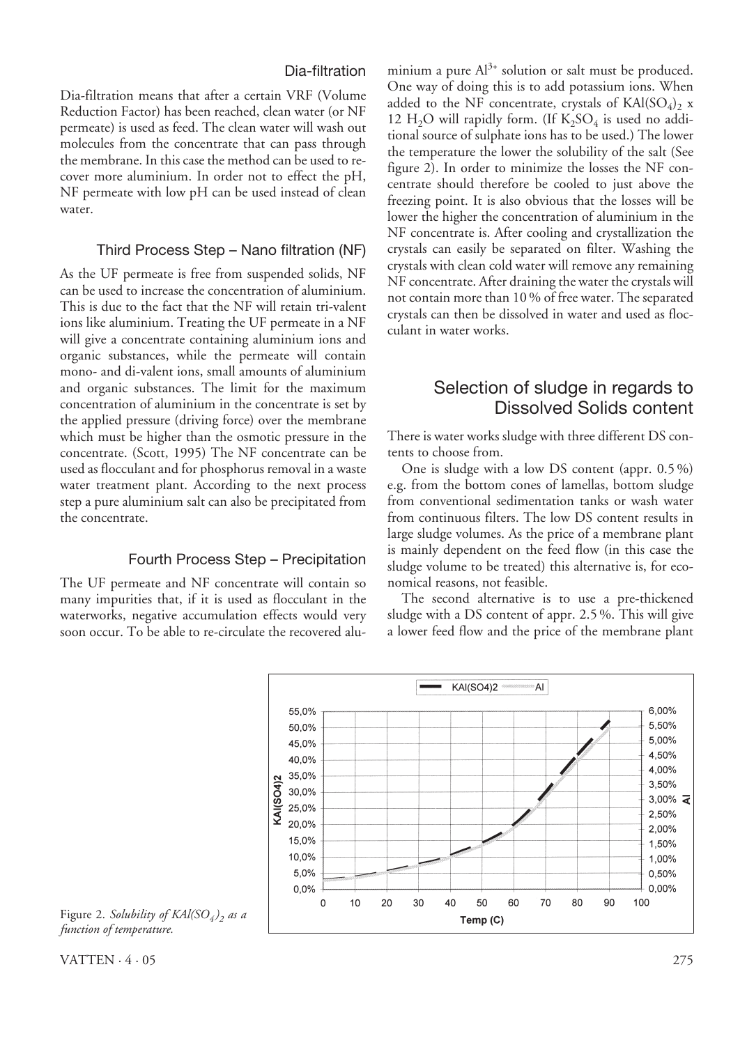### Dia-filtration

Dia-filtration means that after a certain VRF (Volume Reduction Factor) has been reached, clean water (or NF permeate) is used as feed. The clean water will wash out molecules from the concentrate that can pass through the membrane. In this case the method can be used to recover more aluminium. In order not to effect the pH, NF permeate with low pH can be used instead of clean water.

### Third Process Step – Nano filtration (NF)

As the UF permeate is free from suspended solids, NF can be used to increase the concentration of aluminium. This is due to the fact that the NF will retain tri-valent ions like aluminium. Treating the UF permeate in a NF will give a concentrate containing aluminium ions and organic substances, while the permeate will contain mono- and di-valent ions, small amounts of aluminium and organic substances. The limit for the maximum concentration of aluminium in the concentrate is set by the applied pressure (driving force) over the membrane which must be higher than the osmotic pressure in the concentrate. (Scott, 1995) The NF concentrate can be used as flocculant and for phosphorus removal in a waste water treatment plant. According to the next process step a pure aluminium salt can also be precipitated from the concentrate.

### Fourth Process Step – Precipitation

The UF permeate and NF concentrate will contain so many impurities that, if it is used as flocculant in the waterworks, negative accumulation effects would very soon occur. To be able to re-circulate the recovered aluminium a pure $Al^{3+}$ solution or salt must be produced. One way of doing this is to add potassium ions. When added to the NF concentrate, crystals of $KAl(SO_4)_2 \times 12\ H_2O$ will rapidly form. (If $K_2SO_4$ is used no additional source of sulphate ions has to be used.) The lower the temperature the lower the solubility of the salt (See figure 2). In order to minimize the losses the NF concentrate should therefore be cooled to just above the freezing point. It is also obvious that the losses will be lower the higher the concentration of aluminium in the NF concentrate is. After cooling and crystallization the crystals can easily be separated on filter. Washing the crystals with clean cold water will remove any remaining NF concentrate. After draining the water the crystals will not contain more than 10 % of free water. The separated crystals can then be dissolved in water and used as flocculant in water works.

## Selection of sludge in regards to Dissolved Solids content

There is water works sludge with three different DS contents to choose from.

One is sludge with a low DS content (appr. 0.5 %) e.g. from the bottom cones of lamellas, bottom sludge from conventional sedimentation tanks or wash water from continuous filters. The low DS content results in large sludge volumes. As the price of a membrane plant is mainly dependent on the feed flow (in this case the sludge volume to be treated) this alternative is, for economical reasons, not feasible.

The second alternative is to use a pre-thickened sludge with a DS content of appr. 2.5 %. This will give a lower feed flow and the price of the membrane plant

Figure 2. *Solubility of $KAl(SO_4)_2$ as a function of temperature.*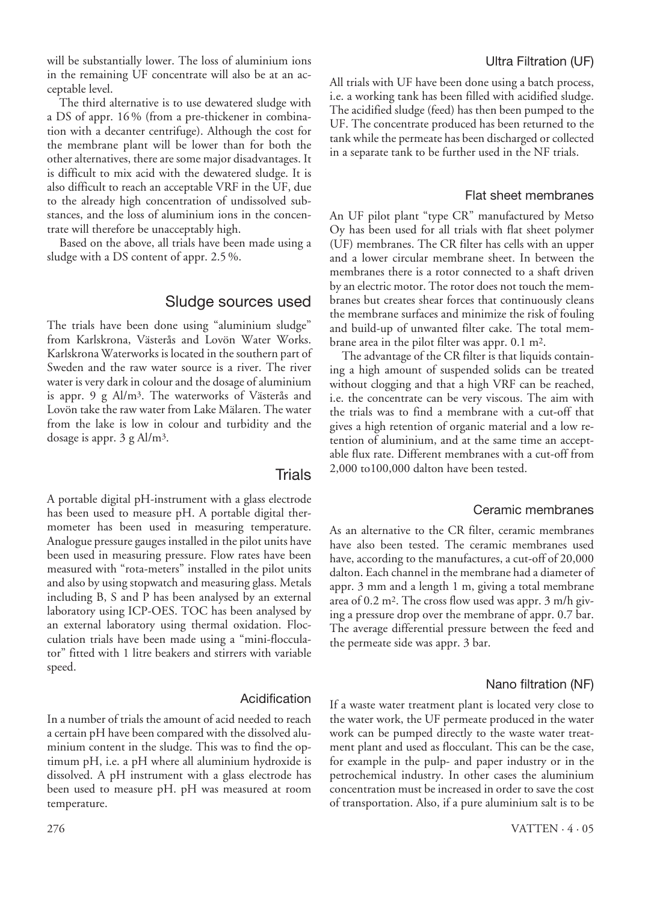will be substantially lower. The loss of aluminium ions in the remaining UF concentrate will also be at an acceptable level.

The third alternative is to use dewatered sludge with a DS of appr. 16 % (from a pre-thickener in combination with a decanter centrifuge). Although the cost for the membrane plant will be lower than for both the other alternatives, there are some major disadvantages. It is difficult to mix acid with the dewatered sludge. It is also difficult to reach an acceptable VRF in the UF, due to the already high concentration of undissolved substances, and the loss of aluminium ions in the concentrate will therefore be unacceptably high.

Based on the above, all trials have been made using a sludge with a DS content of appr. 2.5 %.

## Sludge sources used

The trials have been done using "aluminium sludge" from Karlskrona, Västerås and Lovön Water Works. Karlskrona Waterworks is located in the southern part of Sweden and the raw water source is a river. The river water is very dark in colour and the dosage of aluminium is appr. 9 g Al/m$^3$. The waterworks of Västerås and Lovön take the raw water from Lake Mälaren. The water from the lake is low in colour and turbidity and the dosage is appr. 3 g Al/m$^3$.

## Trials

A portable digital pH-instrument with a glass electrode has been used to measure pH. A portable digital thermometer has been used in measuring temperature. Analogue pressure gauges installed in the pilot units have been used in measuring pressure. Flow rates have been measured with "rota-meters" installed in the pilot units and also by using stopwatch and measuring glass. Metals including B, S and P has been analysed by an external laboratory using ICP-OES. TOC has been analysed by an external laboratory using thermal oxidation. Flocculation trials have been made using a "mini-flocculator" fitted with 1 litre beakers and stirrers with variable speed.

### Acidification

In a number of trials the amount of acid needed to reach a certain pH have been compared with the dissolved aluminium content in the sludge. This was to find the optimum pH, i.e. a pH where all aluminium hydroxide is dissolved. A pH instrument with a glass electrode has been used to measure pH. pH was measured at room temperature.

### Ultra Filtration (UF)

All trials with UF have been done using a batch process, i.e. a working tank has been filled with acidified sludge. The acidified sludge (feed) has then been pumped to the UF. The concentrate produced has been returned to the tank while the permeate has been discharged or collected in a separate tank to be further used in the NF trials.

### Flat sheet membranes

An UF pilot plant "type CR" manufactured by Metso Oy has been used for all trials with flat sheet polymer (UF) membranes. The CR filter has cells with an upper and a lower circular membrane sheet. In between the membranes there is a rotor connected to a shaft driven by an electric motor. The rotor does not touch the membranes but creates shear forces that continuously cleans the membrane surfaces and minimize the risk of fouling and build-up of unwanted filter cake. The total membrane area in the pilot filter was appr. 0.1 m$^2$.

The advantage of the CR filter is that liquids containing a high amount of suspended solids can be treated without clogging and that a high VRF can be reached, i.e. the concentrate can be very viscous. The aim with the trials was to find a membrane with a cut-off that gives a high retention of organic material and a low retention of aluminium, and at the same time an acceptable flux rate. Different membranes with a cut-off from 2,000 to100,000 dalton have been tested.

### Ceramic membranes

As an alternative to the CR filter, ceramic membranes have also been tested. The ceramic membranes used have, according to the manufactures, a cut-off of 20,000 dalton. Each channel in the membrane had a diameter of appr. 3 mm and a length 1 m, giving a total membrane area of 0.2 m$^2$. The cross flow used was appr. 3 m/h giving a pressure drop over the membrane of appr. 0.7 bar. The average differential pressure between the feed and the permeate side was appr. 3 bar.

### Nano filtration (NF)

If a waste water treatment plant is located very close to the water work, the UF permeate produced in the water work can be pumped directly to the waste water treatment plant and used as flocculant. This can be the case, for example in the pulp- and paper industry or in the petrochemical industry. In other cases the aluminium concentration must be increased in order to save the cost of transportation. Also, if a pure aluminium salt is to be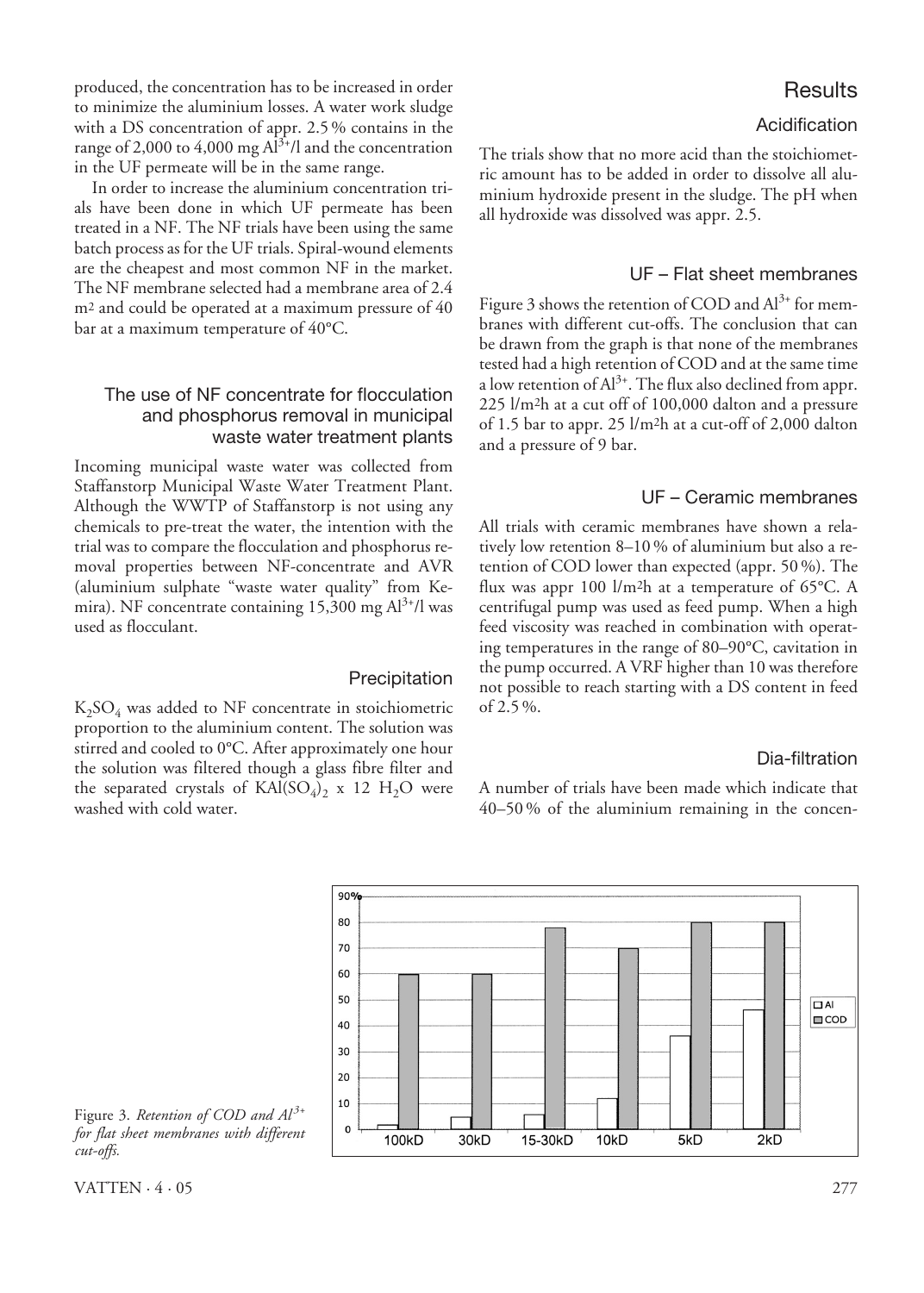produced, the concentration has to be increased in order to minimize the aluminium losses. A water work sludge with a DS concentration of appr. 2.5 % contains in the range of 2,000 to 4,000 mg $Al^{3+}$/l and the concentration in the UF permeate will be in the same range.

In order to increase the aluminium concentration trials have been done in which UF permeate has been treated in a NF. The NF trials have been using the same batch process as for the UF trials. Spiral-wound elements are the cheapest and most common NF in the market. The NF membrane selected had a membrane area of 2.4 m² and could be operated at a maximum pressure of 40 bar at a maximum temperature of 40°C.

### The use of NF concentrate for flocculation and phosphorus removal in municipal waste water treatment plants

Incoming municipal waste water was collected from Staffanstorp Municipal Waste Water Treatment Plant. Although the WWTP of Staffanstorp is not using any chemicals to pre-treat the water, the intention with the trial was to compare the flocculation and phosphorus removal properties between NF-concentrate and AVR (aluminium sulphate "waste water quality" from Kemira). NF concentrate containing 15,300 mg $Al^{3+}$/l was used as flocculant.

### Precipitation

$K_2SO_4$ was added to NF concentrate in stoichiometric proportion to the aluminium content. The solution was stirred and cooled to 0°C. After approximately one hour the solution was filtered though a glass fibre filter and the separated crystals of $KAl(SO_4)_2$ x 12 $H_2O$ were washed with cold water.

## Results

### Acidification

The trials show that no more acid than the stoichiometric amount has to be added in order to dissolve all aluminium hydroxide present in the sludge. The pH when all hydroxide was dissolved was appr. 2.5.

### UF – Flat sheet membranes

Figure 3 shows the retention of COD and $Al^{3+}$ for membranes with different cut-offs. The conclusion that can be drawn from the graph is that none of the membranes tested had a high retention of COD and at the same time a low retention of $Al^{3+}$. The flux also declined from appr. 225 l/m²h at a cut off of 100,000 dalton and a pressure of 1.5 bar to appr. 25 l/m²h at a cut-off of 2,000 dalton and a pressure of 9 bar.

### UF – Ceramic membranes

All trials with ceramic membranes have shown a relatively low retention 8–10 % of aluminium but also a retention of COD lower than expected (appr. 50 %). The flux was appr 100 l/m²h at a temperature of 65°C. A centrifugal pump was used as feed pump. When a high feed viscosity was reached in combination with operating temperatures in the range of 80–90°C, cavitation in the pump occurred. A VRF higher than 10 was therefore not possible to reach starting with a DS content in feed of 2.5 %.

### Dia-filtration

A number of trials have been made which indicate that 40–50 % of the aluminium remaining in the concen-

Figure 3. *Retention of COD and $Al^{3+}$ for flat sheet membranes with different cut-offs.*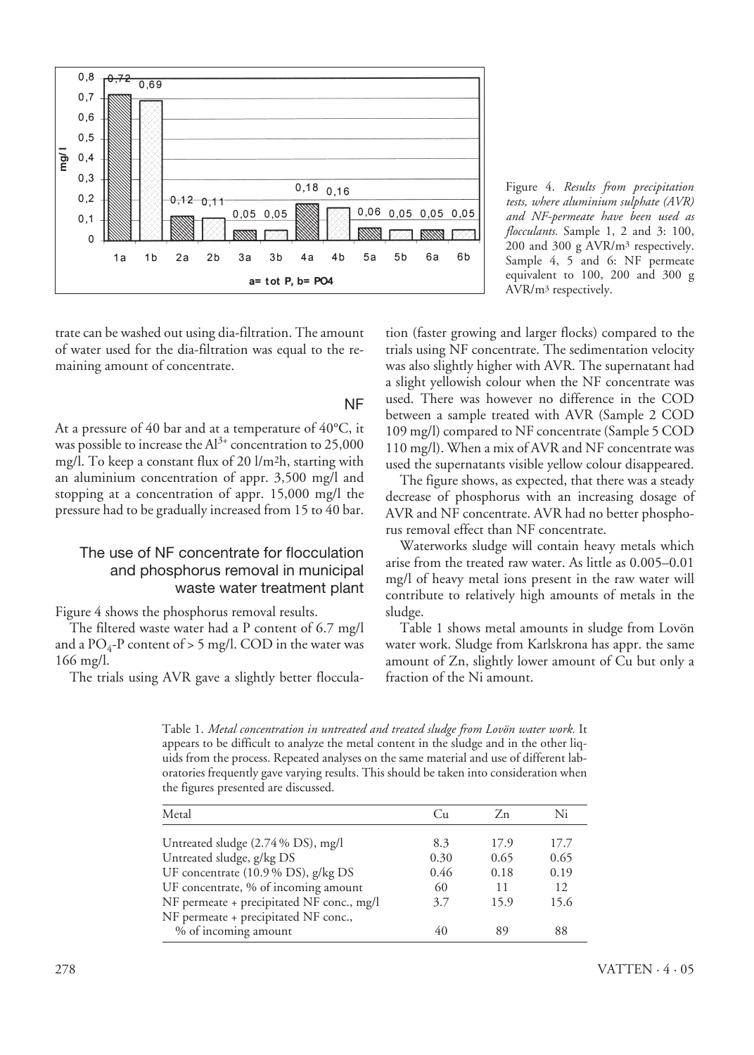Figure 4. *Results from precipitation tests, where aluminium sulphate (AVR) and NF-permeate have been used as flocculants.* Sample 1, 2 and 3: 100, 200 and 300 g AVR/m³ respectively. Sample 4, 5 and 6: NF permeate equivalent to 100, 200 and 300 g AVR/m³ respectively.

trate can be washed out using dia-filtration. The amount of water used for the dia-filtration was equal to the remaining amount of concentrate.

### NF

At a pressure of 40 bar and at a temperature of 40°C, it was possible to increase the $Al^{3+}$ concentration to 25,000 mg/l. To keep a constant flux of 20 l/m²h, starting with an aluminium concentration of appr. 3,500 mg/l and stopping at a concentration of appr. 15,000 mg/l the pressure had to be gradually increased from 15 to 40 bar.

## The use of NF concentrate for flocculation and phosphorus removal in municipal waste water treatment plant

Figure 4 shows the phosphorus removal results.

The filtered waste water had a P content of 6.7 mg/l and a $PO_4$-P content of > 5 mg/l. COD in the water was 166 mg/l.

The trials using AVR gave a slightly better flocculation (faster growing and larger flocks) compared to the trials using NF concentrate. The sedimentation velocity was also slightly higher with AVR. The supernatant had a slight yellowish colour when the NF concentrate was used. There was however no difference in the COD between a sample treated with AVR (Sample 2 COD 109 mg/l) compared to NF concentrate (Sample 5 COD 110 mg/l). When a mix of AVR and NF concentrate was used the supernatants visible yellow colour disappeared.

The figure shows, as expected, that there was a steady decrease of phosphorus with an increasing dosage of AVR and NF concentrate. AVR had no better phosphorus removal effect than NF concentrate.

Waterworks sludge will contain heavy metals which arise from the treated raw water. As little as 0.005–0.01 mg/l of heavy metal ions present in the raw water will contribute to relatively high amounts of metals in the sludge.

Table 1 shows metal amounts in sludge from Lovön water work. Sludge from Karlskrona has appr. the same amount of Zn, slightly lower amount of Cu but only a fraction of the Ni amount.

Table 1. *Metal concentration in untreated and treated sludge from Lovön water work.* It appears to be difficult to analyze the metal content in the sludge and in the other liquids from the process. Repeated analyses on the same material and use of different laboratories frequently gave varying results. This should be taken into consideration when the figures presented are discussed.

| Metal | Cu | Zn | Ni |
|---|---|---|---|
| Untreated sludge (2.74% DS), mg/l | 8.3 | 17.9 | 17.7 |
| Untreated sludge, g/kg DS | 0.30 | 0.65 | 0.65 |
| UF concentrate (10.9% DS), g/kg DS | 0.46 | 0.18 | 0.19 |
| UF concentrate, % of incoming amount | 60 | 11 | 12 |
| NF permeate + precipitated NF conc., mg/l | 3.7 | 15.9 | 15.6 |
| NF permeate + precipitated NF conc., % of incoming amount | 40 | 89 | 88 |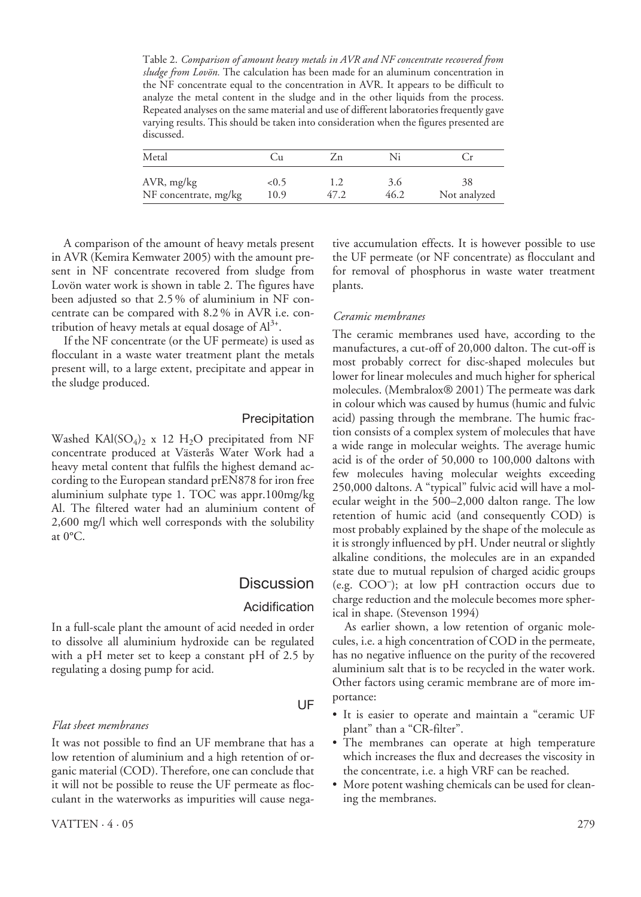Table 2. *Comparison of amount heavy metals in AVR and NF concentrate recovered from sludge from Lovön.* The calculation has been made for an aluminum concentration in the NF concentrate equal to the concentration in AVR. It appears to be difficult to analyze the metal content in the sludge and in the other liquids from the process. Repeated analyses on the same material and use of different laboratories frequently gave varying results. This should be taken into consideration when the figures presented are discussed.

| Metal | Cu | Zn | Ni | Cr |
|---|---|---|---|---|
| AVR, mg/kg | <0.5 | 1.2 | 3.6 | 38 |
| NF concentrate, mg/kg | 10.9 | 47.2 | 46.2 | Not analyzed |

A comparison of the amount of heavy metals present in AVR (Kemira Kemwater 2005) with the amount present in NF concentrate recovered from sludge from Lovön water work is shown in table 2. The figures have been adjusted so that 2.5 % of aluminium in NF concentrate can be compared with 8.2 % in AVR i.e. contribution of heavy metals at equal dosage of $Al^{3+}$.

If the NF concentrate (or the UF permeate) is used as flocculant in a waste water treatment plant the metals present will, to a large extent, precipitate and appear in the sludge produced.

## Precipitation

Washed $KAl(SO_4)_2 \times 12\ H_2O$ precipitated from NF concentrate produced at Västerås Water Work had a heavy metal content that fulfils the highest demand according to the European standard prEN878 for iron free aluminium sulphate type 1. TOC was appr.100mg/kg Al. The filtered water had an aluminium content of 2,600 mg/l which well corresponds with the solubility at 0°C.

# Discussion

## Acidification

In a full-scale plant the amount of acid needed in order to dissolve all aluminium hydroxide can be regulated with a pH meter set to keep a constant pH of 2.5 by regulating a dosing pump for acid.

## UF

### *Flat sheet membranes*

It was not possible to find an UF membrane that has a low retention of aluminium and a high retention of organic material (COD). Therefore, one can conclude that it will not be possible to reuse the UF permeate as flocculant in the waterworks as impurities will cause negative accumulation effects. It is however possible to use the UF permeate (or NF concentrate) as flocculant and for removal of phosphorus in waste water treatment plants.

### *Ceramic membranes*

The ceramic membranes used have, according to the manufactures, a cut-off of 20,000 dalton. The cut-off is most probably correct for disc-shaped molecules but lower for linear molecules and much higher for spherical molecules. (Membralox® 2001) The permeate was dark in colour which was caused by humus (humic and fulvic acid) passing through the membrane. The humic fraction consists of a complex system of molecules that have a wide range in molecular weights. The average humic acid is of the order of 50,000 to 100,000 daltons with few molecules having molecular weights exceeding 250,000 daltons. A "typical" fulvic acid will have a molecular weight in the 500–2,000 dalton range. The low retention of humic acid (and consequently COD) is most probably explained by the shape of the molecule as it is strongly influenced by pH. Under neutral or slightly alkaline conditions, the molecules are in an expanded state due to mutual repulsion of charged acidic groups (e.g. $COO^-$); at low pH contraction occurs due to charge reduction and the molecule becomes more spherical in shape. (Stevenson 1994)

As earlier shown, a low retention of organic molecules, i.e. a high concentration of COD in the permeate, has no negative influence on the purity of the recovered aluminium salt that is to be recycled in the water work. Other factors using ceramic membrane are of more importance:

- It is easier to operate and maintain a "ceramic UF plant" than a "CR-filter".
- The membranes can operate at high temperature which increases the flux and decreases the viscosity in the concentrate, i.e. a high VRF can be reached.
- More potent washing chemicals can be used for cleaning the membranes.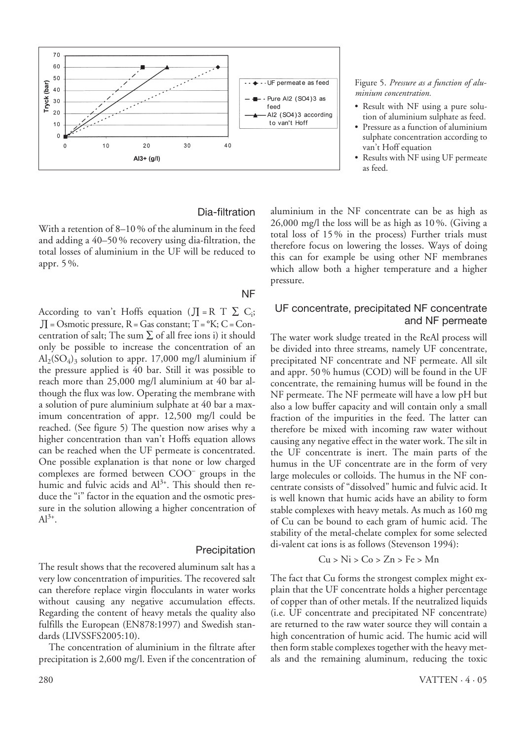Figure 5. *Pressure as a function of aluminium concentration.*

- Result with NF using a pure solution of aluminium sulphate as feed.
- Pressure as a function of aluminium sulphate concentration according to van't Hoff equation
- Results with NF using UF permeate as feed.

## Dia-filtration

With a retention of 8–10 % of the aluminum in the feed and adding a 40–50 % recovery using dia-filtration, the total losses of aluminium in the UF will be reduced to appr. 5 %.

## NF

According to van't Hoffs equation ($\Pi = R\ T\ \sum C_i$; $\Pi$ = Osmotic pressure, R = Gas constant; T = °K; C = Concentration of salt; The sum $\sum$ of all free ions i) it should only be possible to increase the concentration of an $Al_2(SO_4)_3$ solution to appr. 17,000 mg/l aluminium if the pressure applied is 40 bar. Still it was possible to reach more than 25,000 mg/l aluminium at 40 bar although the flux was low. Operating the membrane with a solution of pure aluminium sulphate at 40 bar a maximum concentration of appr. 12,500 mg/l could be reached. (See figure 5) The question now arises why a higher concentration than van't Hoffs equation allows can be reached when the UF permeate is concentrated. One possible explanation is that none or low charged complexes are formed between $COO^-$ groups in the humic and fulvic acids and $Al^{3+}$. This should then reduce the "i" factor in the equation and the osmotic pressure in the solution allowing a higher concentration of $Al^{3+}$.

## Precipitation

The result shows that the recovered aluminum salt has a very low concentration of impurities. The recovered salt can therefore replace virgin flocculants in water works without causing any negative accumulation effects. Regarding the content of heavy metals the quality also fulfills the European (EN878:1997) and Swedish standards (LIVSSFS2005:10).

The concentration of aluminium in the filtrate after precipitation is 2,600 mg/l. Even if the concentration of aluminium in the NF concentrate can be as high as 26,000 mg/l the loss will be as high as 10 %. (Giving a total loss of 15 % in the process) Further trials must therefore focus on lowering the losses. Ways of doing this can for example be using other NF membranes which allow both a higher temperature and a higher pressure.

## UF concentrate, precipitated NF concentrate and NF permeate

The water work sludge treated in the ReAl process will be divided into three streams, namely UF concentrate, precipitated NF concentrate and NF permeate. All silt and appr. 50 % humus (COD) will be found in the UF concentrate, the remaining humus will be found in the NF permeate. The NF permeate will have a low pH but also a low buffer capacity and will contain only a small fraction of the impurities in the feed. The latter can therefore be mixed with incoming raw water without causing any negative effect in the water work. The silt in the UF concentrate is inert. The main parts of the humus in the UF concentrate are in the form of very large molecules or colloids. The humus in the NF concentrate consists of "dissolved" humic and fulvic acid. It is well known that humic acids have an ability to form stable complexes with heavy metals. As much as 160 mg of Cu can be bound to each gram of humic acid. The stability of the metal-chelate complex for some selected di-valent cat ions is as follows (Stevenson 1994):

$$Cu > Ni > Co > Zn > Fe > Mn$$

The fact that Cu forms the strongest complex might explain that the UF concentrate holds a higher percentage of copper than of other metals. If the neutralized liquids (i.e. UF concentrate and precipitated NF concentrate) are returned to the raw water source they will contain a high concentration of humic acid. The humic acid will then form stable complexes together with the heavy metals and the remaining aluminum, reducing the toxic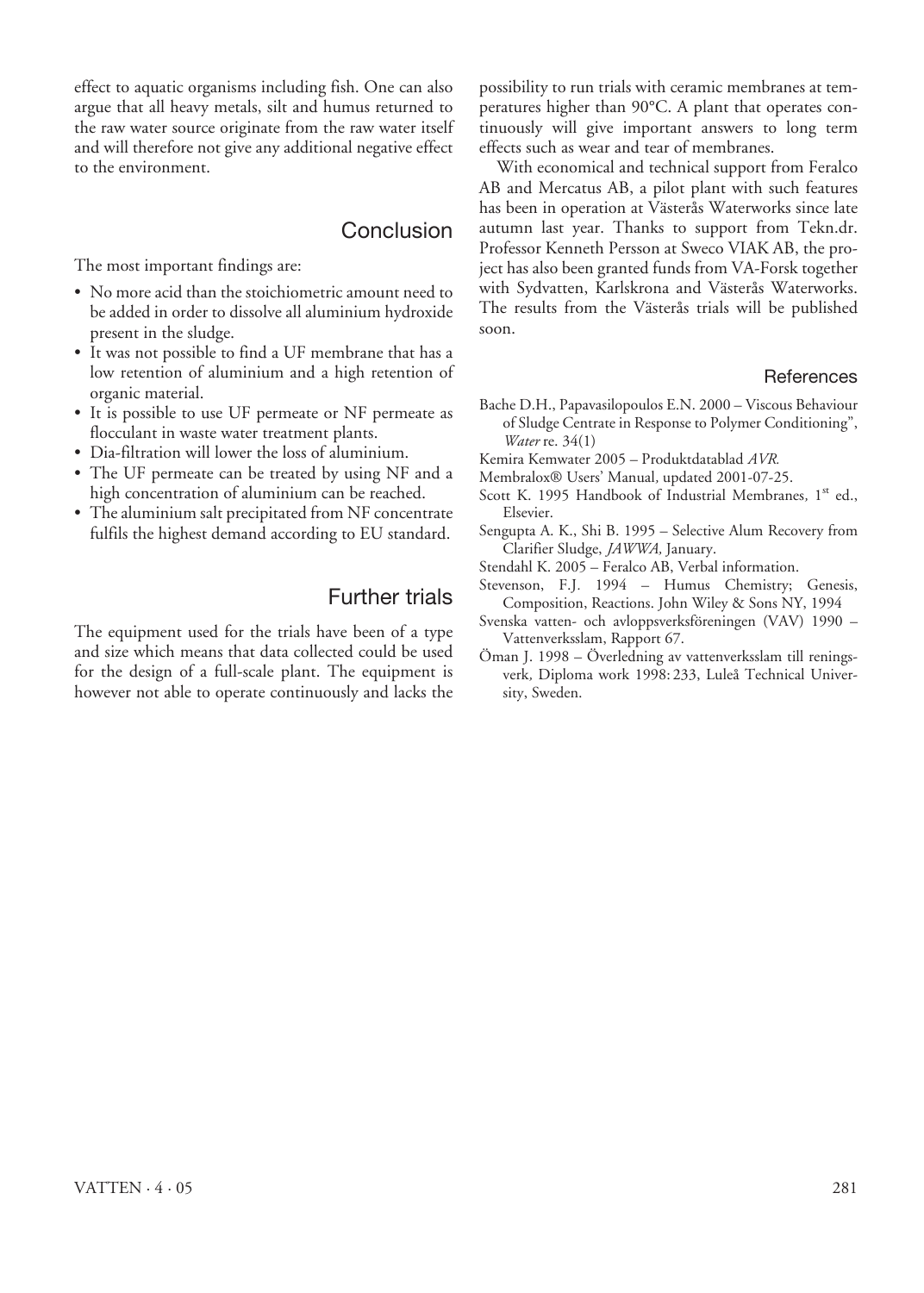effect to aquatic organisms including fish. One can also argue that all heavy metals, silt and humus returned to the raw water source originate from the raw water itself and will therefore not give any additional negative effect to the environment.

## Conclusion

The most important findings are:

- No more acid than the stoichiometric amount need to be added in order to dissolve all aluminium hydroxide present in the sludge.
- It was not possible to find a UF membrane that has a low retention of aluminium and a high retention of organic material.
- It is possible to use UF permeate or NF permeate as flocculant in waste water treatment plants.
- Dia-filtration will lower the loss of aluminium.
- The UF permeate can be treated by using NF and a high concentration of aluminium can be reached.
- The aluminium salt precipitated from NF concentrate fulfils the highest demand according to EU standard.

## Further trials

The equipment used for the trials have been of a type and size which means that data collected could be used for the design of a full-scale plant. The equipment is however not able to operate continuously and lacks the possibility to run trials with ceramic membranes at temperatures higher than 90°C. A plant that operates continuously will give important answers to long term effects such as wear and tear of membranes.

With economical and technical support from Feralco AB and Mercatus AB, a pilot plant with such features has been in operation at Västerås Waterworks since late autumn last year. Thanks to support from Tekn.dr. Professor Kenneth Persson at Sweco VIAK AB, the project has also been granted funds from VA-Forsk together with Sydvatten, Karlskrona and Västerås Waterworks. The results from the Västerås trials will be published soon.

## References

Bache D.H., Papavasilopoulos E.N. 2000 – Viscous Behaviour of Sludge Centrate in Response to Polymer Conditioning", *Water* re. 34(1)

Kemira Kemwater 2005 – Produktdatablad *AVR.*

Membralox® Users' Manual, updated 2001-07-25.

Scott K. 1995 Handbook of Industrial Membranes, 1st ed., Elsevier.

Sengupta A. K., Shi B. 1995 – Selective Alum Recovery from Clarifier Sludge, *JAWWA*, January.

Stendahl K. 2005 – Feralco AB, Verbal information.

Stevenson, F.J. 1994 – Humus Chemistry; Genesis, Composition, Reactions. John Wiley & Sons NY, 1994

Svenska vatten- och avloppsverksföreningen (VAV) 1990 – Vattenverksslam, Rapport 67.

Öman J. 1998 – Överledning av vattenverksslam till reningsverk, Diploma work 1998: 233, Luleå Technical University, Sweden.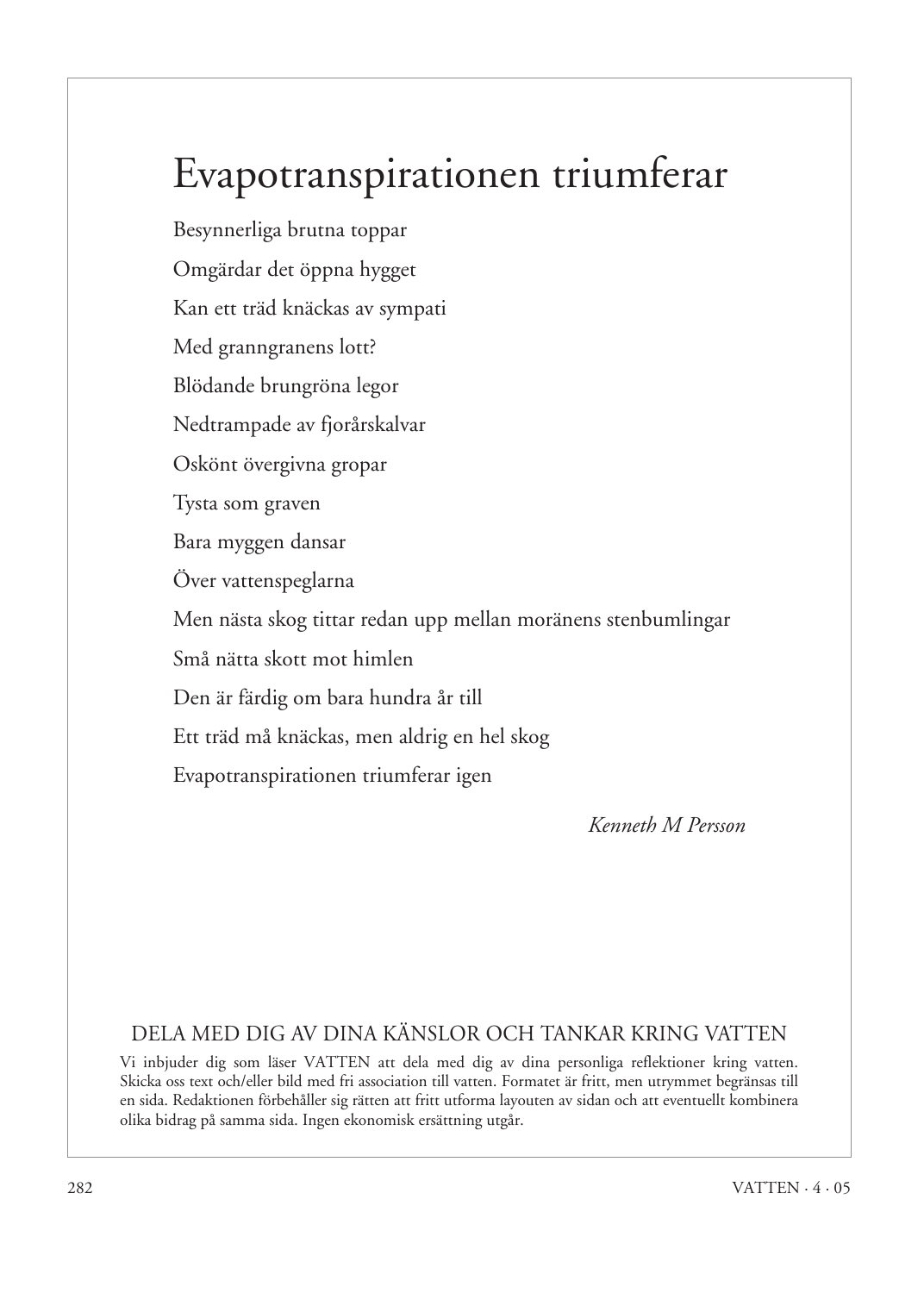# Evapotranspirationen triumferar

Besynnerliga brutna toppar

Omgärdar det öppna hygget

Kan ett träd knäckas av sympati

Med granngranens lott?

Blödande brungröna legor

Nedtrampade av fjorårskalvar

Oskönt övergivna gropar

Tysta som graven

Bara myggen dansar

Över vattenspeglarna

Men nästa skog tittar redan upp mellan moränens stenbumlingar

Små nätta skott mot himlen

Den är färdig om bara hundra år till

Ett träd må knäckas, men aldrig en hel skog

Evapotranspirationen triumferar igen

*Kenneth M Persson*

## DELA MED DIG AV DINA KÄNSLOR OCH TANKAR KRING VATTEN

Vi inbjuder dig som läser VATTEN att dela med dig av dina personliga reflektioner kring vatten. Skicka oss text och/eller bild med fri association till vatten. Formatet är fritt, men utrymmet begränsas till en sida. Redaktionen förbehåller sig rätten att fritt utforma layouten av sidan och att eventuellt kombinera olika bidrag på samma sida. Ingen ekonomisk ersättning utgår.